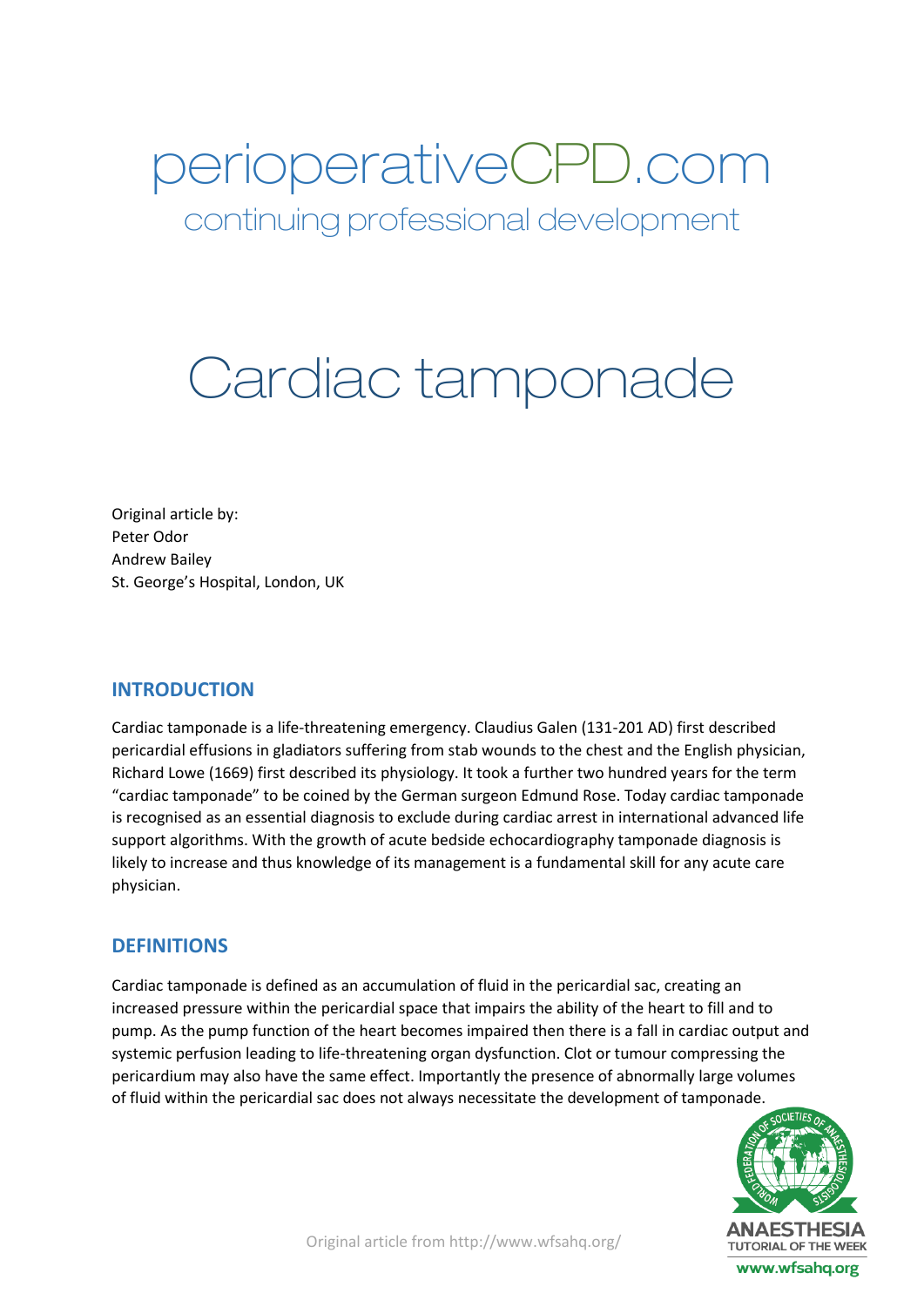# perioperativeCPD.com

continuing professional development

# Cardiac tamponade

Original article by:
Peter Odor
Andrew Bailey
St. George's Hospital, London, UK

## INTRODUCTION

Cardiac tamponade is a life-threatening emergency. Claudius Galen (131-201 AD) first described pericardial effusions in gladiators suffering from stab wounds to the chest and the English physician, Richard Lowe (1669) first described its physiology. It took a further two hundred years for the term "cardiac tamponade" to be coined by the German surgeon Edmund Rose. Today cardiac tamponade is recognised as an essential diagnosis to exclude during cardiac arrest in international advanced life support algorithms. With the growth of acute bedside echocardiography tamponade diagnosis is likely to increase and thus knowledge of its management is a fundamental skill for any acute care physician.

## DEFINITIONS

Cardiac tamponade is defined as an accumulation of fluid in the pericardial sac, creating an increased pressure within the pericardial space that impairs the ability of the heart to fill and to pump. As the pump function of the heart becomes impaired then there is a fall in cardiac output and systemic perfusion leading to life-threatening organ dysfunction. Clot or tumour compressing the pericardium may also have the same effect. Importantly the presence of abnormally large volumes of fluid within the pericardial sac does not always necessitate the development of tamponade.

Original article from http://www.wfsahq.org/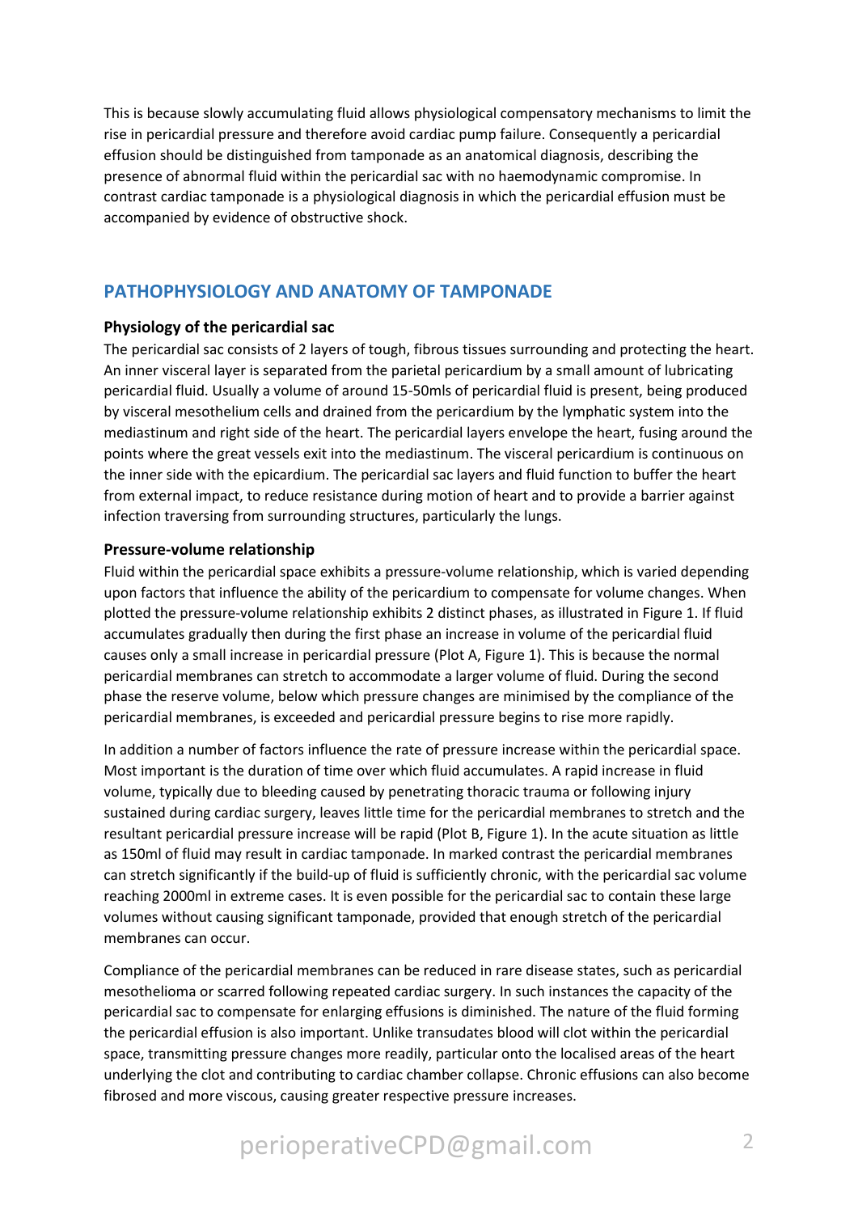This is because slowly accumulating fluid allows physiological compensatory mechanisms to limit the rise in pericardial pressure and therefore avoid cardiac pump failure. Consequently a pericardial effusion should be distinguished from tamponade as an anatomical diagnosis, describing the presence of abnormal fluid within the pericardial sac with no haemodynamic compromise. In contrast cardiac tamponade is a physiological diagnosis in which the pericardial effusion must be accompanied by evidence of obstructive shock.

## PATHOPHYSIOLOGY AND ANATOMY OF TAMPONADE

### Physiology of the pericardial sac

The pericardial sac consists of 2 layers of tough, fibrous tissues surrounding and protecting the heart. An inner visceral layer is separated from the parietal pericardium by a small amount of lubricating pericardial fluid. Usually a volume of around 15-50mls of pericardial fluid is present, being produced by visceral mesothelium cells and drained from the pericardium by the lymphatic system into the mediastinum and right side of the heart. The pericardial layers envelope the heart, fusing around the points where the great vessels exit into the mediastinum. The visceral pericardium is continuous on the inner side with the epicardium. The pericardial sac layers and fluid function to buffer the heart from external impact, to reduce resistance during motion of heart and to provide a barrier against infection traversing from surrounding structures, particularly the lungs.

### Pressure-volume relationship

Fluid within the pericardial space exhibits a pressure-volume relationship, which is varied depending upon factors that influence the ability of the pericardium to compensate for volume changes. When plotted the pressure-volume relationship exhibits 2 distinct phases, as illustrated in Figure 1. If fluid accumulates gradually then during the first phase an increase in volume of the pericardial fluid causes only a small increase in pericardial pressure (Plot A, Figure 1). This is because the normal pericardial membranes can stretch to accommodate a larger volume of fluid. During the second phase the reserve volume, below which pressure changes are minimised by the compliance of the pericardial membranes, is exceeded and pericardial pressure begins to rise more rapidly.

In addition a number of factors influence the rate of pressure increase within the pericardial space. Most important is the duration of time over which fluid accumulates. A rapid increase in fluid volume, typically due to bleeding caused by penetrating thoracic trauma or following injury sustained during cardiac surgery, leaves little time for the pericardial membranes to stretch and the resultant pericardial pressure increase will be rapid (Plot B, Figure 1). In the acute situation as little as 150ml of fluid may result in cardiac tamponade. In marked contrast the pericardial membranes can stretch significantly if the build-up of fluid is sufficiently chronic, with the pericardial sac volume reaching 2000ml in extreme cases. It is even possible for the pericardial sac to contain these large volumes without causing significant tamponade, provided that enough stretch of the pericardial membranes can occur.

Compliance of the pericardial membranes can be reduced in rare disease states, such as pericardial mesothelioma or scarred following repeated cardiac surgery. In such instances the capacity of the pericardial sac to compensate for enlarging effusions is diminished. The nature of the fluid forming the pericardial effusion is also important. Unlike transudates blood will clot within the pericardial space, transmitting pressure changes more readily, particular onto the localised areas of the heart underlying the clot and contributing to cardiac chamber collapse. Chronic effusions can also become fibrosed and more viscous, causing greater respective pressure increases.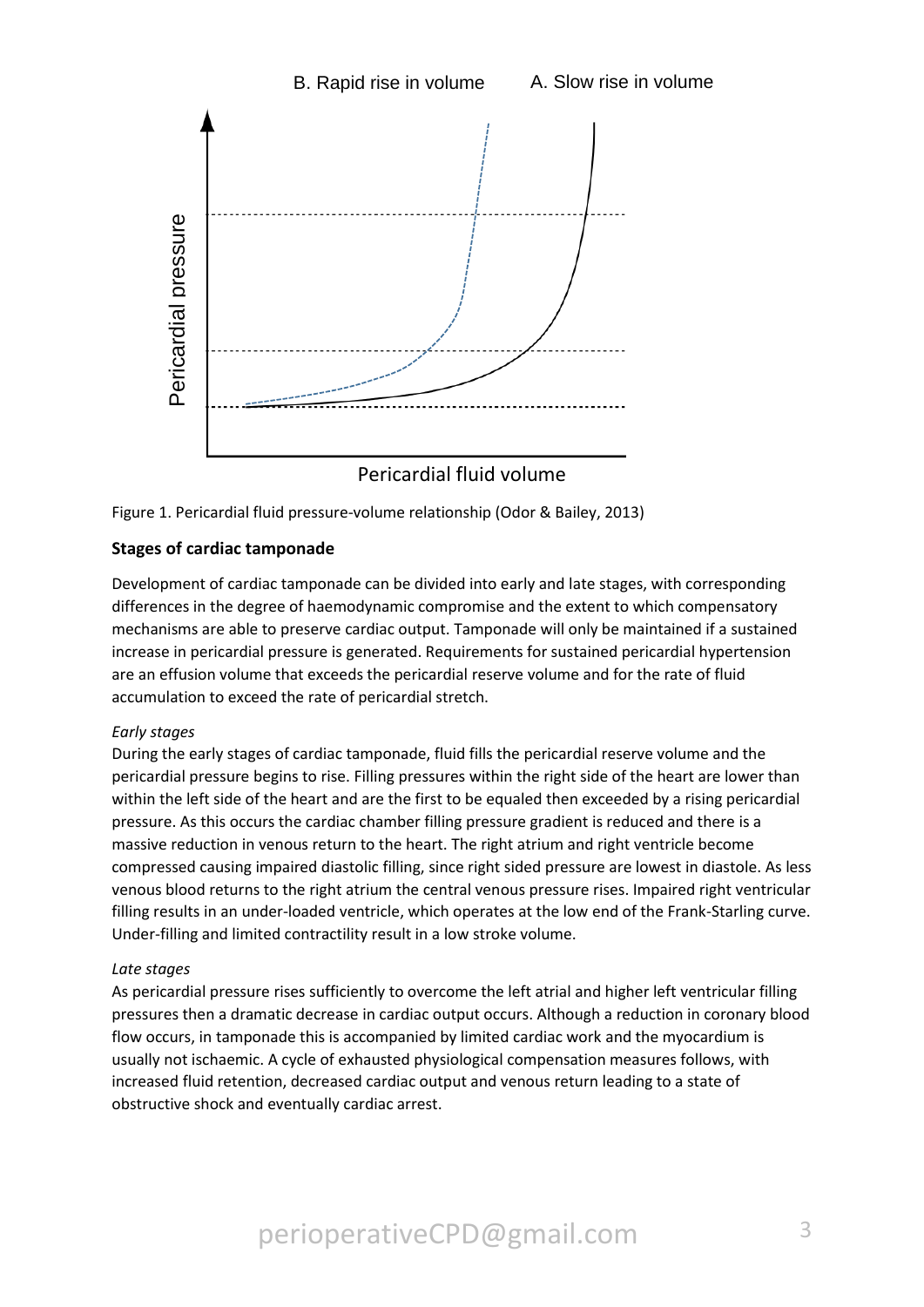Figure 1. Pericardial fluid pressure-volume relationship (Odor & Bailey, 2013)

### Stages of cardiac tamponade

Development of cardiac tamponade can be divided into early and late stages, with corresponding differences in the degree of haemodynamic compromise and the extent to which compensatory mechanisms are able to preserve cardiac output. Tamponade will only be maintained if a sustained increase in pericardial pressure is generated. Requirements for sustained pericardial hypertension are an effusion volume that exceeds the pericardial reserve volume and for the rate of fluid accumulation to exceed the rate of pericardial stretch.

*Early stages*

During the early stages of cardiac tamponade, fluid fills the pericardial reserve volume and the pericardial pressure begins to rise. Filling pressures within the right side of the heart are lower than within the left side of the heart and are the first to be equaled then exceeded by a rising pericardial pressure. As this occurs the cardiac chamber filling pressure gradient is reduced and there is a massive reduction in venous return to the heart. The right atrium and right ventricle become compressed causing impaired diastolic filling, since right sided pressure are lowest in diastole. As less venous blood returns to the right atrium the central venous pressure rises. Impaired right ventricular filling results in an under-loaded ventricle, which operates at the low end of the Frank-Starling curve. Under-filling and limited contractility result in a low stroke volume.

*Late stages*

As pericardial pressure rises sufficiently to overcome the left atrial and higher left ventricular filling pressures then a dramatic decrease in cardiac output occurs. Although a reduction in coronary blood flow occurs, in tamponade this is accompanied by limited cardiac work and the myocardium is usually not ischaemic. A cycle of exhausted physiological compensation measures follows, with increased fluid retention, decreased cardiac output and venous return leading to a state of obstructive shock and eventually cardiac arrest.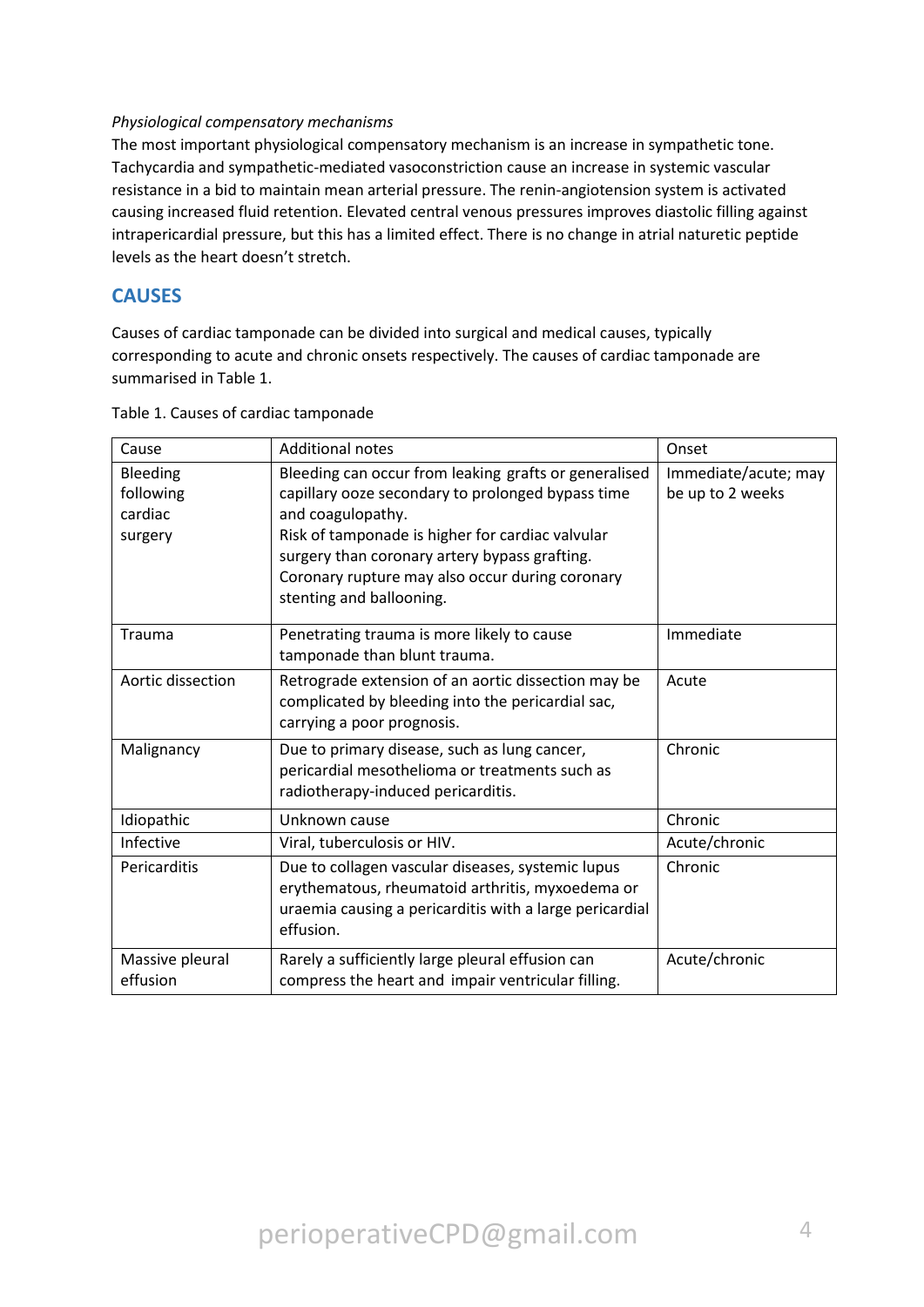*Physiological compensatory mechanisms*

The most important physiological compensatory mechanism is an increase in sympathetic tone. Tachycardia and sympathetic-mediated vasoconstriction cause an increase in systemic vascular resistance in a bid to maintain mean arterial pressure. The renin-angiotension system is activated causing increased fluid retention. Elevated central venous pressures improves diastolic filling against intrapericardial pressure, but this has a limited effect. There is no change in atrial naturetic peptide levels as the heart doesn't stretch.

## CAUSES

Causes of cardiac tamponade can be divided into surgical and medical causes, typically corresponding to acute and chronic onsets respectively. The causes of cardiac tamponade are summarised in Table 1.

Table 1. Causes of cardiac tamponade

| Cause | Additional notes | Onset |
|---|---|---|
| Bleeding following cardiac surgery | Bleeding can occur from leaking grafts or generalised capillary ooze secondary to prolonged bypass time and coagulopathy.<br>Risk of tamponade is higher for cardiac valvular surgery than coronary artery bypass grafting.<br>Coronary rupture may also occur during coronary stenting and ballooning. | Immediate/acute; may be up to 2 weeks |
| Trauma | Penetrating trauma is more likely to cause tamponade than blunt trauma. | Immediate |
| Aortic dissection | Retrograde extension of an aortic dissection may be complicated by bleeding into the pericardial sac, carrying a poor prognosis. | Acute |
| Malignancy | Due to primary disease, such as lung cancer, pericardial mesothelioma or treatments such as radiotherapy-induced pericarditis. | Chronic |
| Idiopathic | Unknown cause | Chronic |
| Infective | Viral, tuberculosis or HIV. | Acute/chronic |
| Pericarditis | Due to collagen vascular diseases, systemic lupus erythematous, rheumatoid arthritis, myxoedema or uraemia causing a pericarditis with a large pericardial effusion. | Chronic |
| Massive pleural effusion | Rarely a sufficiently large pleural effusion can compress the heart and impair ventricular filling. | Acute/chronic |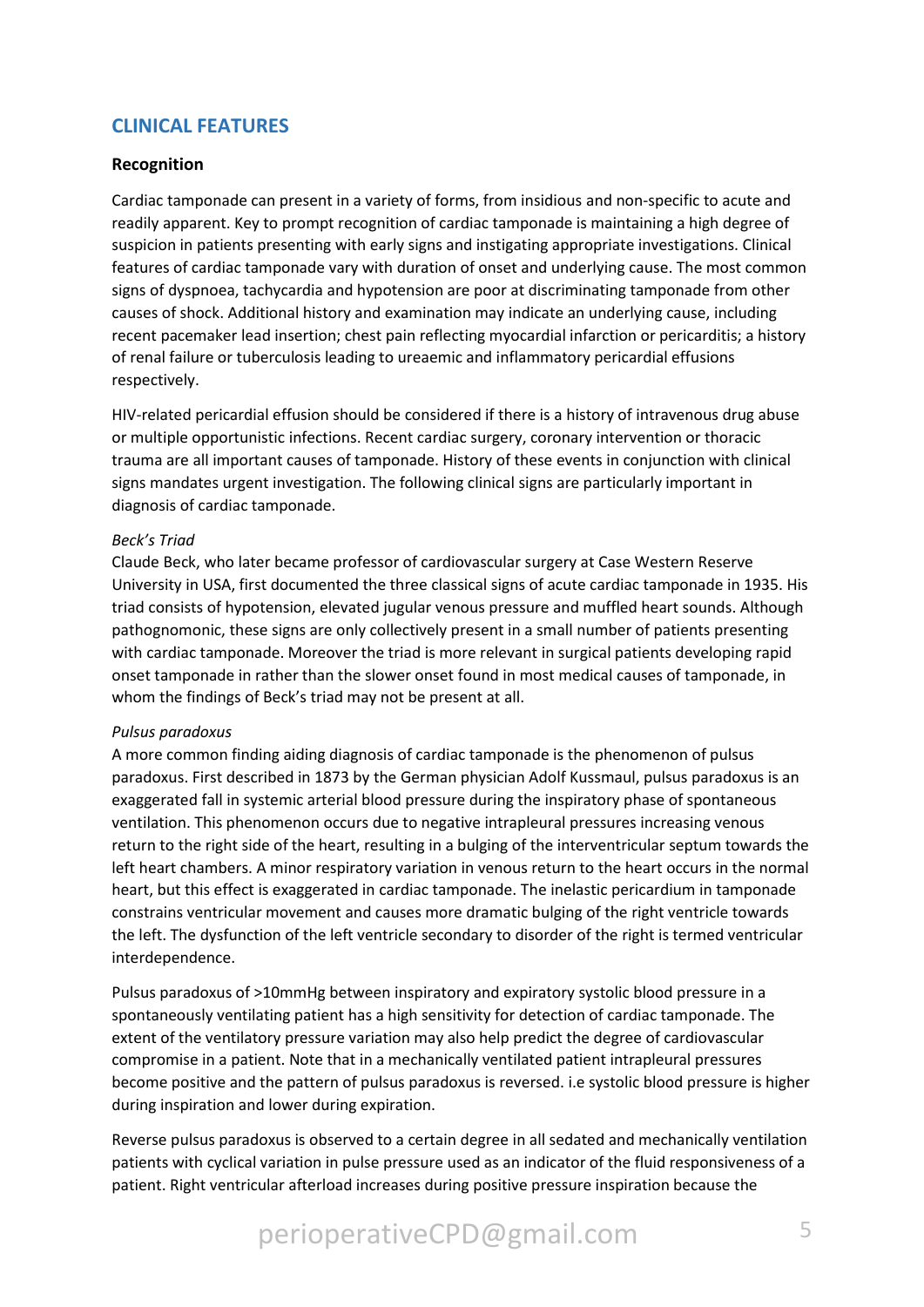## CLINICAL FEATURES

### Recognition

Cardiac tamponade can present in a variety of forms, from insidious and non-specific to acute and readily apparent. Key to prompt recognition of cardiac tamponade is maintaining a high degree of suspicion in patients presenting with early signs and instigating appropriate investigations. Clinical features of cardiac tamponade vary with duration of onset and underlying cause. The most common signs of dyspnoea, tachycardia and hypotension are poor at discriminating tamponade from other causes of shock. Additional history and examination may indicate an underlying cause, including recent pacemaker lead insertion; chest pain reflecting myocardial infarction or pericarditis; a history of renal failure or tuberculosis leading to ureaemic and inflammatory pericardial effusions respectively.

HIV-related pericardial effusion should be considered if there is a history of intravenous drug abuse or multiple opportunistic infections. Recent cardiac surgery, coronary intervention or thoracic trauma are all important causes of tamponade. History of these events in conjunction with clinical signs mandates urgent investigation. The following clinical signs are particularly important in diagnosis of cardiac tamponade.

*Beck's Triad*

Claude Beck, who later became professor of cardiovascular surgery at Case Western Reserve University in USA, first documented the three classical signs of acute cardiac tamponade in 1935. His triad consists of hypotension, elevated jugular venous pressure and muffled heart sounds. Although pathognomonic, these signs are only collectively present in a small number of patients presenting with cardiac tamponade. Moreover the triad is more relevant in surgical patients developing rapid onset tamponade in rather than the slower onset found in most medical causes of tamponade, in whom the findings of Beck's triad may not be present at all.

*Pulsus paradoxus*

A more common finding aiding diagnosis of cardiac tamponade is the phenomenon of pulsus paradoxus. First described in 1873 by the German physician Adolf Kussmaul, pulsus paradoxus is an exaggerated fall in systemic arterial blood pressure during the inspiratory phase of spontaneous ventilation. This phenomenon occurs due to negative intrapleural pressures increasing venous return to the right side of the heart, resulting in a bulging of the interventricular septum towards the left heart chambers. A minor respiratory variation in venous return to the heart occurs in the normal heart, but this effect is exaggerated in cardiac tamponade. The inelastic pericardium in tamponade constrains ventricular movement and causes more dramatic bulging of the right ventricle towards the left. The dysfunction of the left ventricle secondary to disorder of the right is termed ventricular interdependence.

Pulsus paradoxus of >10mmHg between inspiratory and expiratory systolic blood pressure in a spontaneously ventilating patient has a high sensitivity for detection of cardiac tamponade. The extent of the ventilatory pressure variation may also help predict the degree of cardiovascular compromise in a patient. Note that in a mechanically ventilated patient intrapleural pressures become positive and the pattern of pulsus paradoxus is reversed. i.e systolic blood pressure is higher during inspiration and lower during expiration.

Reverse pulsus paradoxus is observed to a certain degree in all sedated and mechanically ventilation patients with cyclical variation in pulse pressure used as an indicator of the fluid responsiveness of a patient. Right ventricular afterload increases during positive pressure inspiration because the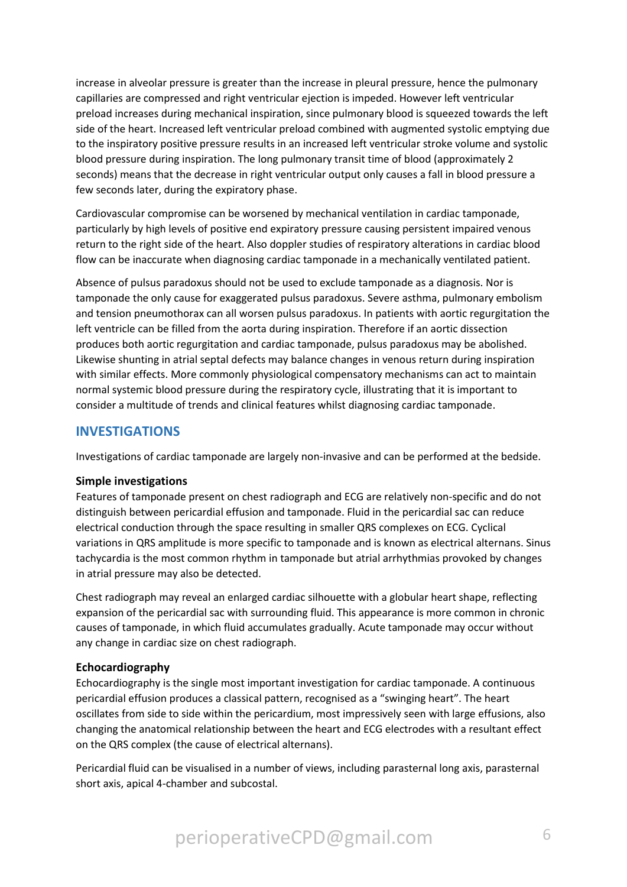increase in alveolar pressure is greater than the increase in pleural pressure, hence the pulmonary capillaries are compressed and right ventricular ejection is impeded. However left ventricular preload increases during mechanical inspiration, since pulmonary blood is squeezed towards the left side of the heart. Increased left ventricular preload combined with augmented systolic emptying due to the inspiratory positive pressure results in an increased left ventricular stroke volume and systolic blood pressure during inspiration. The long pulmonary transit time of blood (approximately 2 seconds) means that the decrease in right ventricular output only causes a fall in blood pressure a few seconds later, during the expiratory phase.

Cardiovascular compromise can be worsened by mechanical ventilation in cardiac tamponade, particularly by high levels of positive end expiratory pressure causing persistent impaired venous return to the right side of the heart. Also doppler studies of respiratory alterations in cardiac blood flow can be inaccurate when diagnosing cardiac tamponade in a mechanically ventilated patient.

Absence of pulsus paradoxus should not be used to exclude tamponade as a diagnosis. Nor is tamponade the only cause for exaggerated pulsus paradoxus. Severe asthma, pulmonary embolism and tension pneumothorax can all worsen pulsus paradoxus. In patients with aortic regurgitation the left ventricle can be filled from the aorta during inspiration. Therefore if an aortic dissection produces both aortic regurgitation and cardiac tamponade, pulsus paradoxus may be abolished. Likewise shunting in atrial septal defects may balance changes in venous return during inspiration with similar effects. More commonly physiological compensatory mechanisms can act to maintain normal systemic blood pressure during the respiratory cycle, illustrating that it is important to consider a multitude of trends and clinical features whilst diagnosing cardiac tamponade.

## INVESTIGATIONS

Investigations of cardiac tamponade are largely non-invasive and can be performed at the bedside.

### Simple investigations

Features of tamponade present on chest radiograph and ECG are relatively non-specific and do not distinguish between pericardial effusion and tamponade. Fluid in the pericardial sac can reduce electrical conduction through the space resulting in smaller QRS complexes on ECG. Cyclical variations in QRS amplitude is more specific to tamponade and is known as electrical alternans. Sinus tachycardia is the most common rhythm in tamponade but atrial arrhythmias provoked by changes in atrial pressure may also be detected.

Chest radiograph may reveal an enlarged cardiac silhouette with a globular heart shape, reflecting expansion of the pericardial sac with surrounding fluid. This appearance is more common in chronic causes of tamponade, in which fluid accumulates gradually. Acute tamponade may occur without any change in cardiac size on chest radiograph.

### Echocardiography

Echocardiography is the single most important investigation for cardiac tamponade. A continuous pericardial effusion produces a classical pattern, recognised as a "swinging heart". The heart oscillates from side to side within the pericardium, most impressively seen with large effusions, also changing the anatomical relationship between the heart and ECG electrodes with a resultant effect on the QRS complex (the cause of electrical alternans).

Pericardial fluid can be visualised in a number of views, including parasternal long axis, parasternal short axis, apical 4-chamber and subcostal.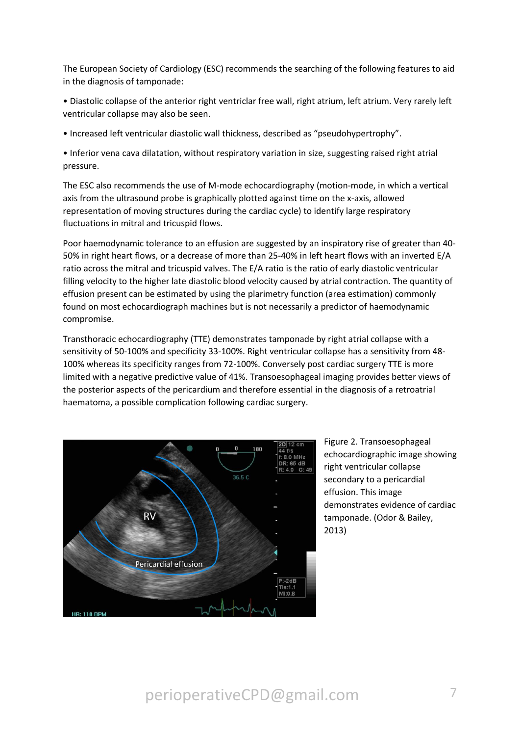The European Society of Cardiology (ESC) recommends the searching of the following features to aid in the diagnosis of tamponade:

• Diastolic collapse of the anterior right ventriclar free wall, right atrium, left atrium. Very rarely left ventricular collapse may also be seen.

• Increased left ventricular diastolic wall thickness, described as "pseudohypertrophy".

• Inferior vena cava dilatation, without respiratory variation in size, suggesting raised right atrial pressure.

The ESC also recommends the use of M-mode echocardiography (motion-mode, in which a vertical axis from the ultrasound probe is graphically plotted against time on the x-axis, allowed representation of moving structures during the cardiac cycle) to identify large respiratory fluctuations in mitral and tricuspid flows.

Poor haemodynamic tolerance to an effusion are suggested by an inspiratory rise of greater than 40-50% in right heart flows, or a decrease of more than 25-40% in left heart flows with an inverted E/A ratio across the mitral and tricuspid valves. The E/A ratio is the ratio of early diastolic ventricular filling velocity to the higher late diastolic blood velocity caused by atrial contraction. The quantity of effusion present can be estimated by using the plarimetry function (area estimation) commonly found on most echocardiograph machines but is not necessarily a predictor of haemodynamic compromise.

Transthoracic echocardiography (TTE) demonstrates tamponade by right atrial collapse with a sensitivity of 50-100% and specificity 33-100%. Right ventricular collapse has a sensitivity from 48-100% whereas its specificity ranges from 72-100%. Conversely post cardiac surgery TTE is more limited with a negative predictive value of 41%. Transoesophageal imaging provides better views of the posterior aspects of the pericardium and therefore essential in the diagnosis of a retroatrial haematoma, a possible complication following cardiac surgery.

Figure 2. Transoesophageal echocardiographic image showing right ventricular collapse secondary to a pericardial effusion. This image demonstrates evidence of cardiac tamponade. (Odor & Bailey, 2013)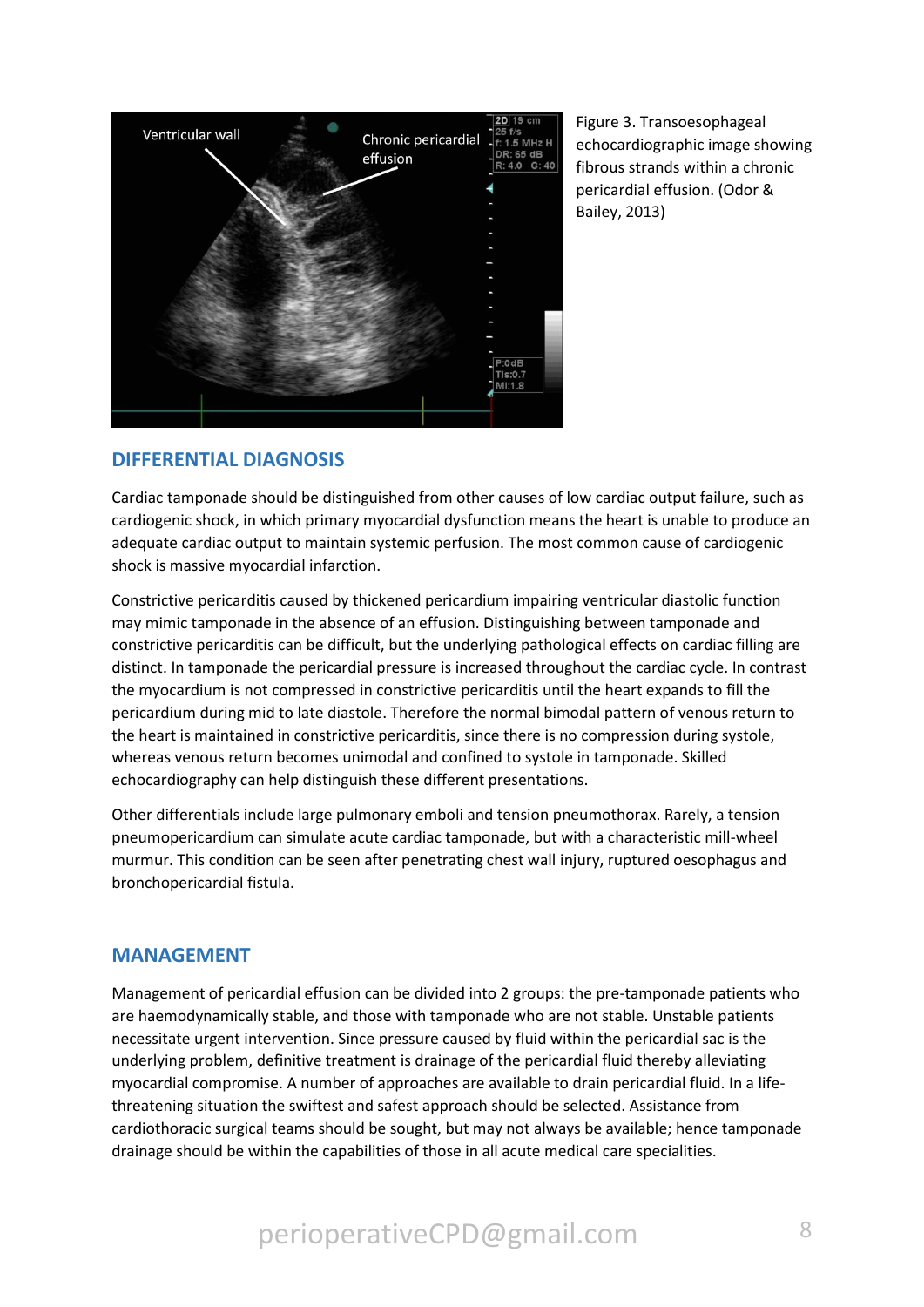Figure 3. Transoesophageal echocardiographic image showing fibrous strands within a chronic pericardial effusion. (Odor & Bailey, 2013)

## DIFFERENTIAL DIAGNOSIS

Cardiac tamponade should be distinguished from other causes of low cardiac output failure, such as cardiogenic shock, in which primary myocardial dysfunction means the heart is unable to produce an adequate cardiac output to maintain systemic perfusion. The most common cause of cardiogenic shock is massive myocardial infarction.

Constrictive pericarditis caused by thickened pericardium impairing ventricular diastolic function may mimic tamponade in the absence of an effusion. Distinguishing between tamponade and constrictive pericarditis can be difficult, but the underlying pathological effects on cardiac filling are distinct. In tamponade the pericardial pressure is increased throughout the cardiac cycle. In contrast the myocardium is not compressed in constrictive pericarditis until the heart expands to fill the pericardium during mid to late diastole. Therefore the normal bimodal pattern of venous return to the heart is maintained in constrictive pericarditis, since there is no compression during systole, whereas venous return becomes unimodal and confined to systole in tamponade. Skilled echocardiography can help distinguish these different presentations.

Other differentials include large pulmonary emboli and tension pneumothorax. Rarely, a tension pneumopericardium can simulate acute cardiac tamponade, but with a characteristic mill-wheel murmur. This condition can be seen after penetrating chest wall injury, ruptured oesophagus and bronchopericardial fistula.

## MANAGEMENT

Management of pericardial effusion can be divided into 2 groups: the pre-tamponade patients who are haemodynamically stable, and those with tamponade who are not stable. Unstable patients necessitate urgent intervention. Since pressure caused by fluid within the pericardial sac is the underlying problem, definitive treatment is drainage of the pericardial fluid thereby alleviating myocardial compromise. A number of approaches are available to drain pericardial fluid. In a life-threatening situation the swiftest and safest approach should be selected. Assistance from cardiothoracic surgical teams should be sought, but may not always be available; hence tamponade drainage should be within the capabilities of those in all acute medical care specialities.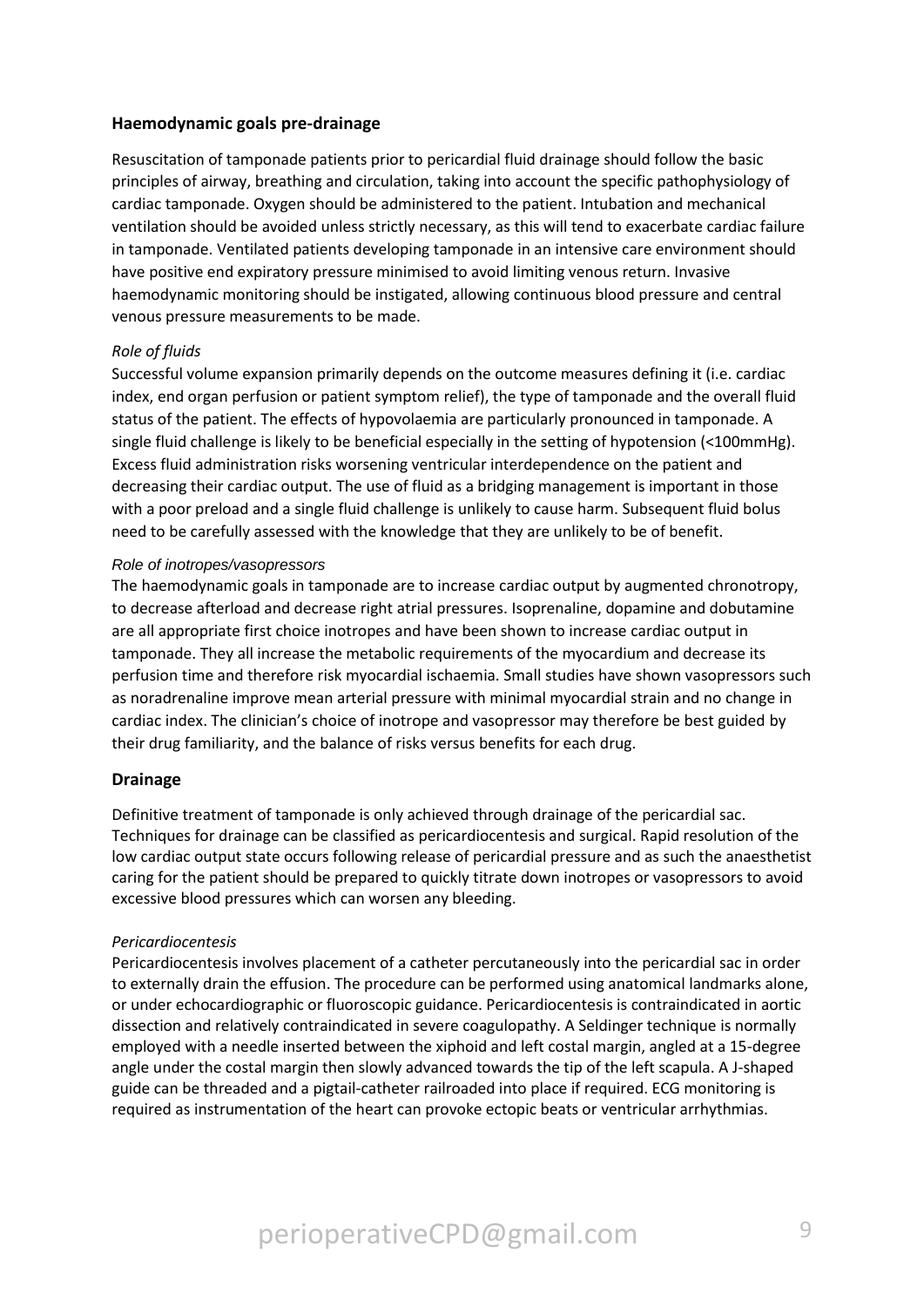## Haemodynamic goals pre-drainage

Resuscitation of tamponade patients prior to pericardial fluid drainage should follow the basic principles of airway, breathing and circulation, taking into account the specific pathophysiology of cardiac tamponade. Oxygen should be administered to the patient. Intubation and mechanical ventilation should be avoided unless strictly necessary, as this will tend to exacerbate cardiac failure in tamponade. Ventilated patients developing tamponade in an intensive care environment should have positive end expiratory pressure minimised to avoid limiting venous return. Invasive haemodynamic monitoring should be instigated, allowing continuous blood pressure and central venous pressure measurements to be made.

*Role of fluids*

Successful volume expansion primarily depends on the outcome measures defining it (i.e. cardiac index, end organ perfusion or patient symptom relief), the type of tamponade and the overall fluid status of the patient. The effects of hypovolaemia are particularly pronounced in tamponade. A single fluid challenge is likely to be beneficial especially in the setting of hypotension (<100mmHg). Excess fluid administration risks worsening ventricular interdependence on the patient and decreasing their cardiac output. The use of fluid as a bridging management is important in those with a poor preload and a single fluid challenge is unlikely to cause harm. Subsequent fluid bolus need to be carefully assessed with the knowledge that they are unlikely to be of benefit.

*Role of inotropes/vasopressors*

The haemodynamic goals in tamponade are to increase cardiac output by augmented chronotropy, to decrease afterload and decrease right atrial pressures. Isoprenaline, dopamine and dobutamine are all appropriate first choice inotropes and have been shown to increase cardiac output in tamponade. They all increase the metabolic requirements of the myocardium and decrease its perfusion time and therefore risk myocardial ischaemia. Small studies have shown vasopressors such as noradrenaline improve mean arterial pressure with minimal myocardial strain and no change in cardiac index. The clinician's choice of inotrope and vasopressor may therefore be best guided by their drug familiarity, and the balance of risks versus benefits for each drug.

## Drainage

Definitive treatment of tamponade is only achieved through drainage of the pericardial sac. Techniques for drainage can be classified as pericardiocentesis and surgical. Rapid resolution of the low cardiac output state occurs following release of pericardial pressure and as such the anaesthetist caring for the patient should be prepared to quickly titrate down inotropes or vasopressors to avoid excessive blood pressures which can worsen any bleeding.

*Pericardiocentesis*

Pericardiocentesis involves placement of a catheter percutaneously into the pericardial sac in order to externally drain the effusion. The procedure can be performed using anatomical landmarks alone, or under echocardiographic or fluoroscopic guidance. Pericardiocentesis is contraindicated in aortic dissection and relatively contraindicated in severe coagulopathy. A Seldinger technique is normally employed with a needle inserted between the xiphoid and left costal margin, angled at a 15-degree angle under the costal margin then slowly advanced towards the tip of the left scapula. A J-shaped guide can be threaded and a pigtail-catheter railroaded into place if required. ECG monitoring is required as instrumentation of the heart can provoke ectopic beats or ventricular arrhythmias.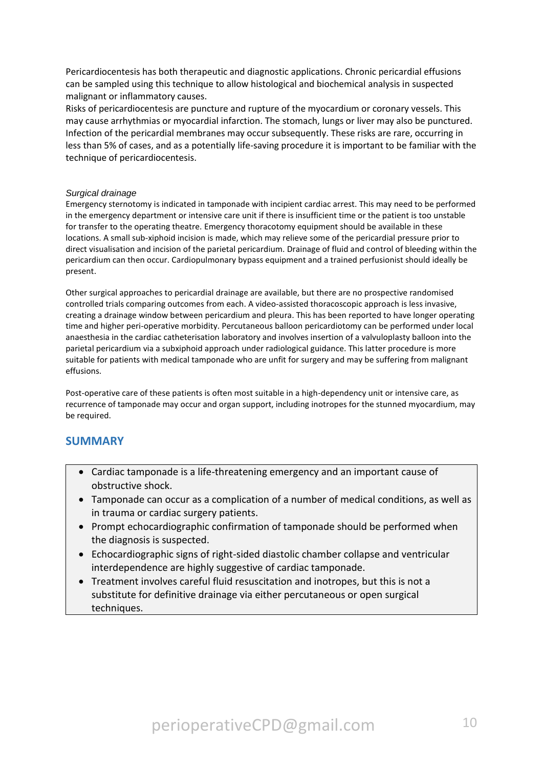Pericardiocentesis has both therapeutic and diagnostic applications. Chronic pericardial effusions can be sampled using this technique to allow histological and biochemical analysis in suspected malignant or inflammatory causes.
Risks of pericardiocentesis are puncture and rupture of the myocardium or coronary vessels. This may cause arrhythmias or myocardial infarction. The stomach, lungs or liver may also be punctured. Infection of the pericardial membranes may occur subsequently. These risks are rare, occurring in less than 5% of cases, and as a potentially life-saving procedure it is important to be familiar with the technique of pericardiocentesis.

*Surgical drainage*

Emergency sternotomy is indicated in tamponade with incipient cardiac arrest. This may need to be performed in the emergency department or intensive care unit if there is insufficient time or the patient is too unstable for transfer to the operating theatre. Emergency thoracotomy equipment should be available in these locations. A small sub-xiphoid incision is made, which may relieve some of the pericardial pressure prior to direct visualisation and incision of the parietal pericardium. Drainage of fluid and control of bleeding within the pericardium can then occur. Cardiopulmonary bypass equipment and a trained perfusionist should ideally be present.

Other surgical approaches to pericardial drainage are available, but there are no prospective randomised controlled trials comparing outcomes from each. A video-assisted thoracoscopic approach is less invasive, creating a drainage window between pericardium and pleura. This has been reported to have longer operating time and higher peri-operative morbidity. Percutaneous balloon pericardiotomy can be performed under local anaesthesia in the cardiac catheterisation laboratory and involves insertion of a valvuloplasty balloon into the parietal pericardium via a subxiphoid approach under radiological guidance. This latter procedure is more suitable for patients with medical tamponade who are unfit for surgery and may be suffering from malignant effusions.

Post-operative care of these patients is often most suitable in a high-dependency unit or intensive care, as recurrence of tamponade may occur and organ support, including inotropes for the stunned myocardium, may be required.

## SUMMARY

- Cardiac tamponade is a life-threatening emergency and an important cause of obstructive shock.
- Tamponade can occur as a complication of a number of medical conditions, as well as in trauma or cardiac surgery patients.
- Prompt echocardiographic confirmation of tamponade should be performed when the diagnosis is suspected.
- Echocardiographic signs of right-sided diastolic chamber collapse and ventricular interdependence are highly suggestive of cardiac tamponade.
- Treatment involves careful fluid resuscitation and inotropes, but this is not a substitute for definitive drainage via either percutaneous or open surgical techniques.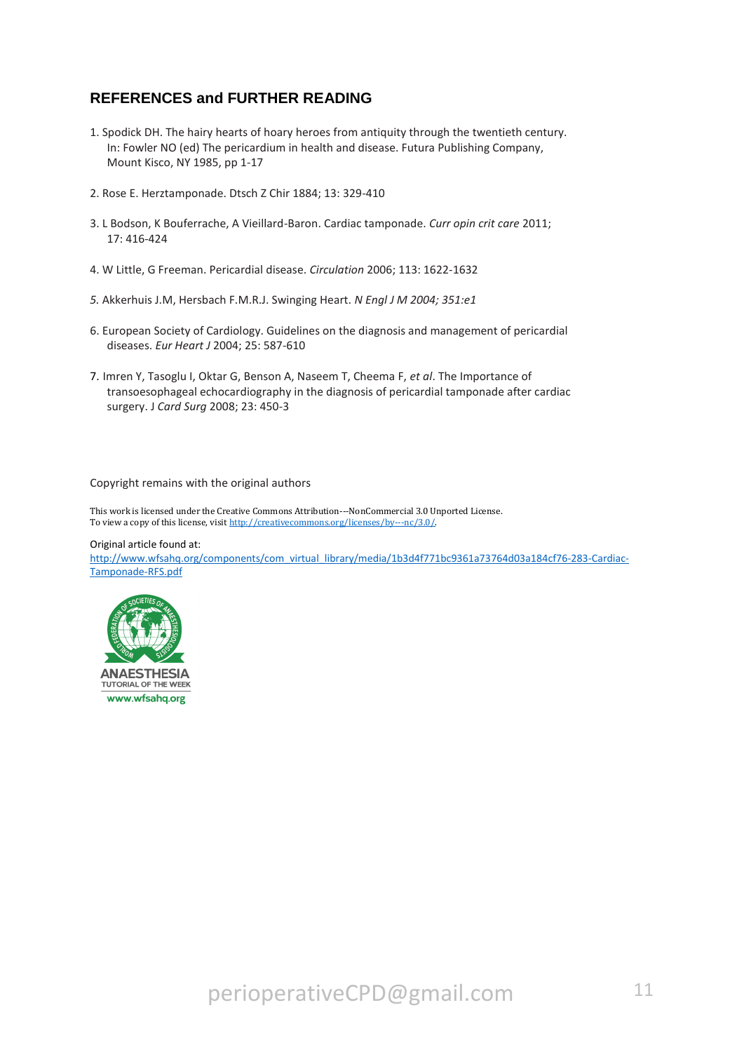## REFERENCES and FURTHER READING

1. Spodick DH. The hairy hearts of hoary heroes from antiquity through the twentieth century. In: Fowler NO (ed) The pericardium in health and disease. Futura Publishing Company, Mount Kisco, NY 1985, pp 1-17

2. Rose E. Herztamponade. Dtsch Z Chir 1884; 13: 329-410

3. L Bodson, K Bouferrache, A Vieillard-Baron. Cardiac tamponade. *Curr opin crit care* 2011; 17: 416-424

4. W Little, G Freeman. Pericardial disease. *Circulation* 2006; 113: 1622-1632

5. Akkerhuis J.M, Hersbach F.M.R.J. Swinging Heart. *N Engl J M 2004; 351:e1*

6. European Society of Cardiology. Guidelines on the diagnosis and management of pericardial diseases. *Eur Heart J* 2004; 25: 587-610

7. Imren Y, Tasoglu I, Oktar G, Benson A, Naseem T, Cheema F, *et al*. The Importance of transoesophageal echocardiography in the diagnosis of pericardial tamponade after cardiac surgery. J *Card Surg* 2008; 23: 450-3

Copyright remains with the original authors

This work is licensed under the Creative Commons Attribution---NonCommercial 3.0 Unported License. To view a copy of this license, visit http://creativecommons.org/licenses/by---nc/3.0/.

Original article found at:
http://www.wfsahq.org/components/com_virtual_library/media/1b3d4f771bc9361a73764d03a184cf76-283-Cardiac-Tamponade-RFS.pdf

ANAESTHESIA
TUTORIAL OF THE WEEK
www.wfsahq.org

perioperativeCPD@gmail.com